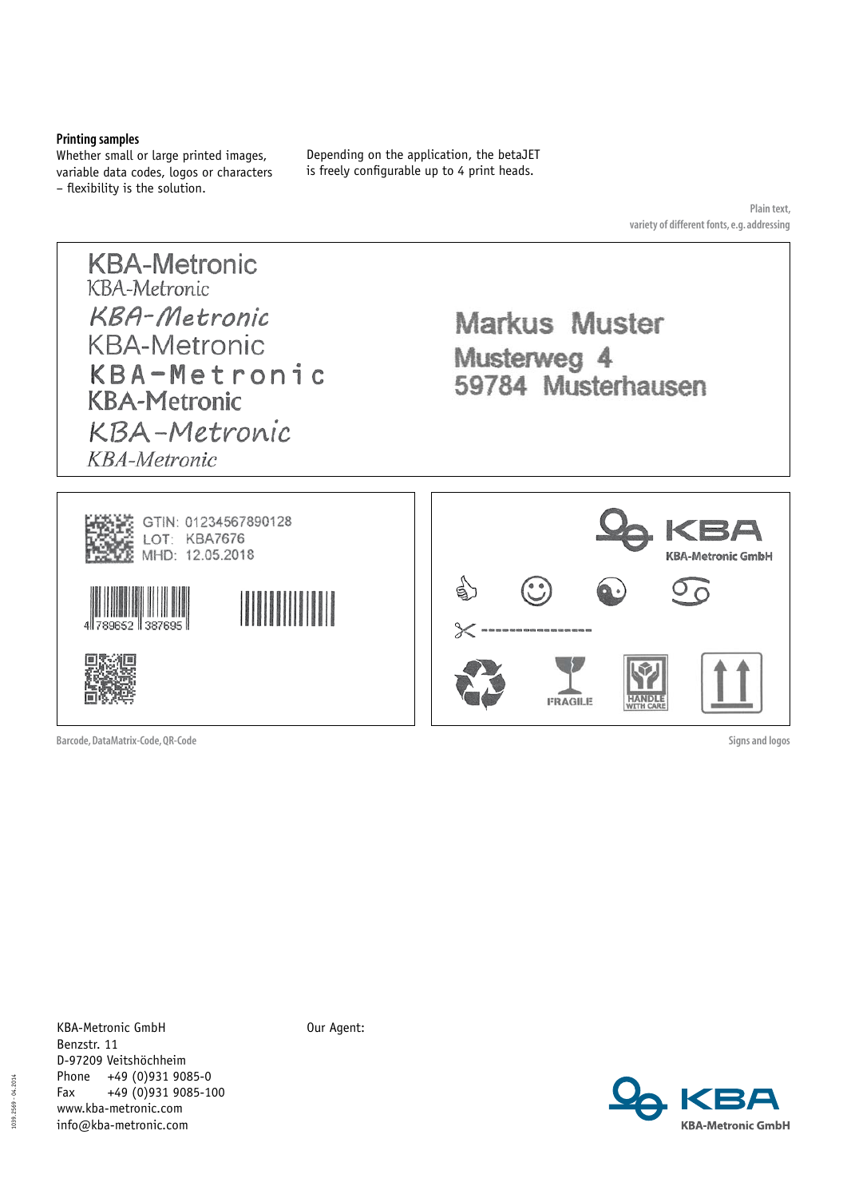**Printing samples**

Whether small or large printed images, variable data codes, logos or characters – flexibility is the solution.

Depending on the application, the betaJET is freely configurable up to 4 print heads.

Plain text, variety of different fonts, e.g. addressing

KBA-Metronic
KBA-Metronic
KBA-Metronic
KBA-Metronic
KBA-Metronic
KBA-Metronic
KBA-Metronic
KBA-Metronic

Markus Muster
Musterweg 4
59784 Musterhausen

GTIN: 01234567890128
LOT: KBA7676
MHD: 12.05.2018

4 789652 387695

KBA
KBA-Metronic GmbH

FRAGILE

HANDLE WITH CARE

Barcode, DataMatrix-Code, QR-Code

Signs and logos

KBA-Metronic GmbH
Benzstr. 11
D-97209 Veitshöchheim
Phone +49 (0)931 9085-0
Fax +49 (0)931 9085-100
www.kba-metronic.com
info@kba-metronic.com

Our Agent:

KBA
KBA-Metronic GmbH

1039.2569 - 04.2014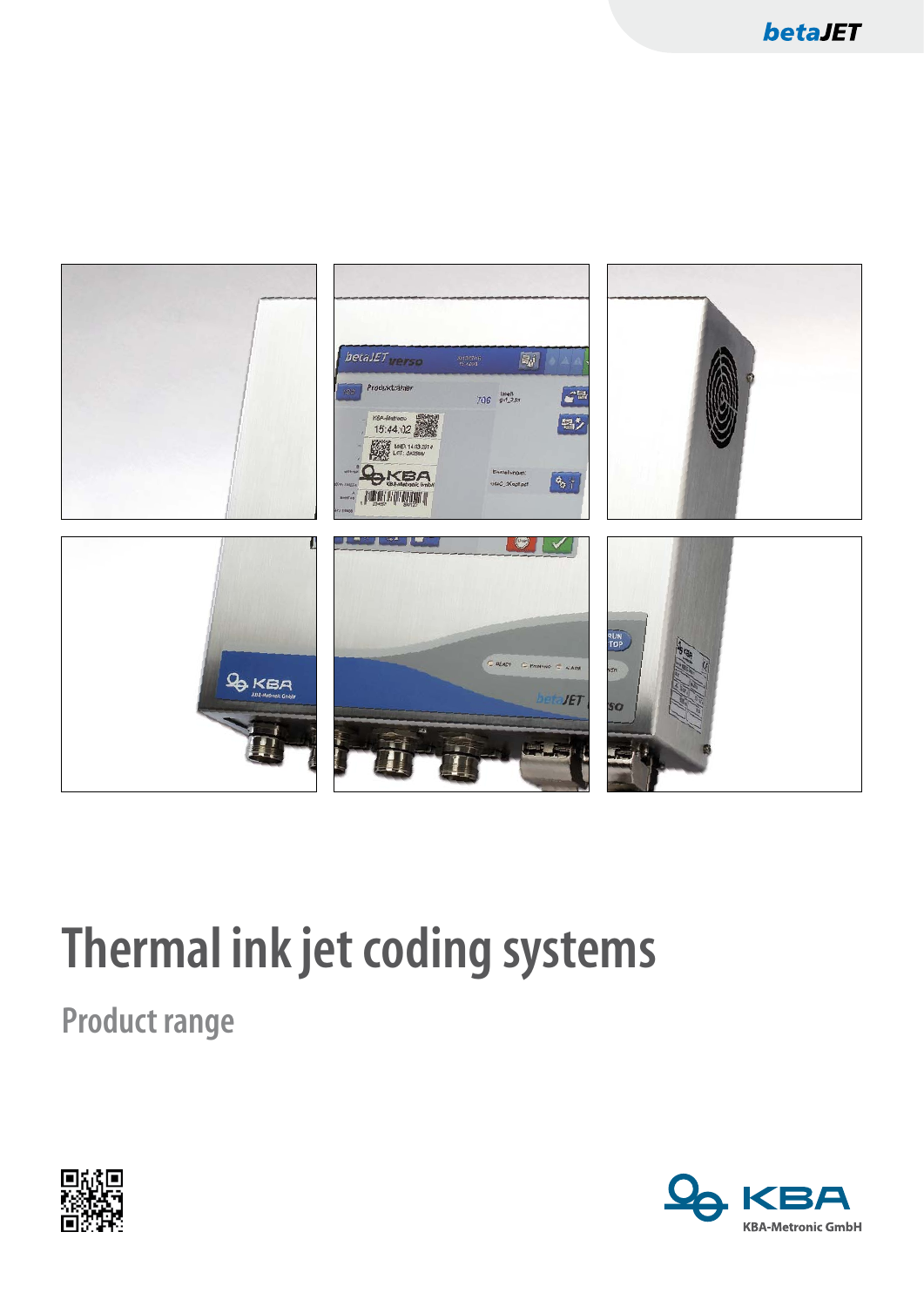# Thermal ink jet coding systems

## Product range

KBA-Metronic GmbH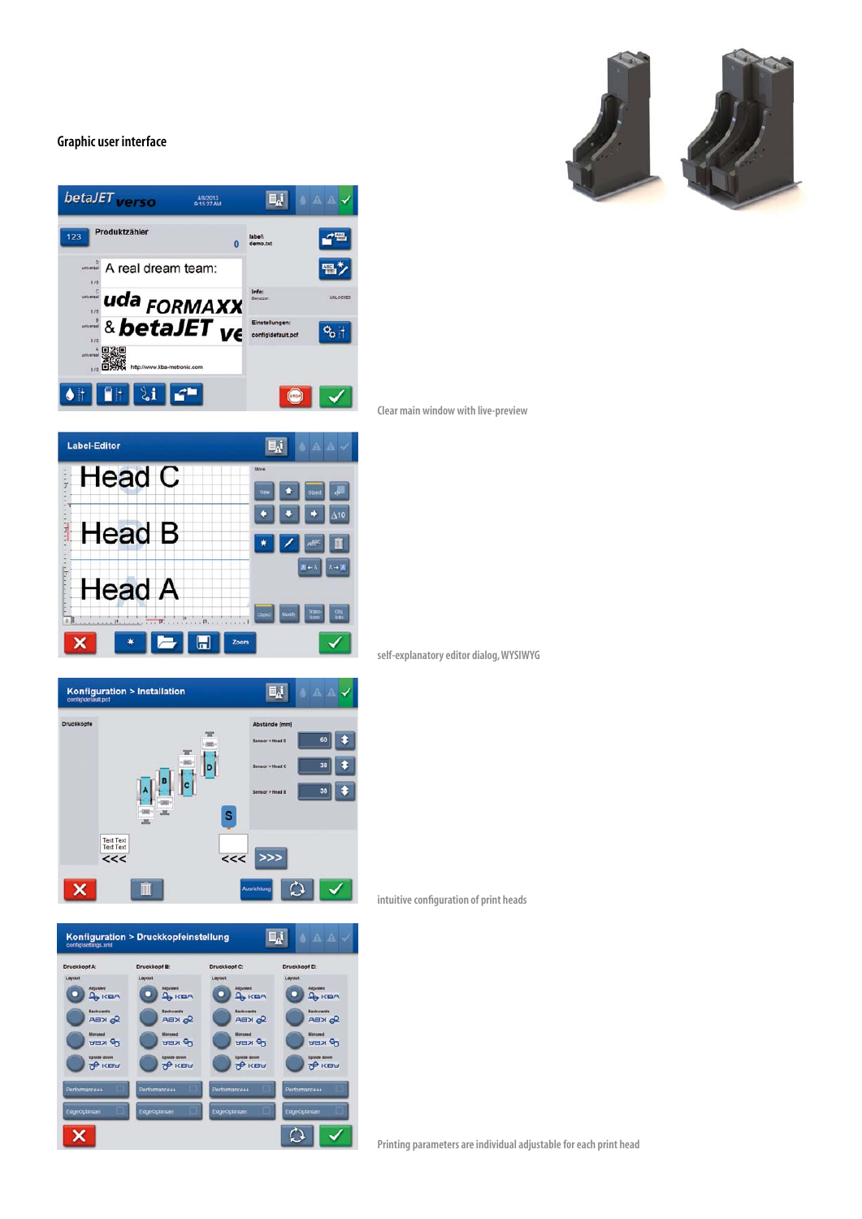## Graphic user interface

Clear main window with live-preview

self-explanatory editor dialog, WYSIWYG

intuitive configuration of print heads

Printing parameters are individual adjustable for each print head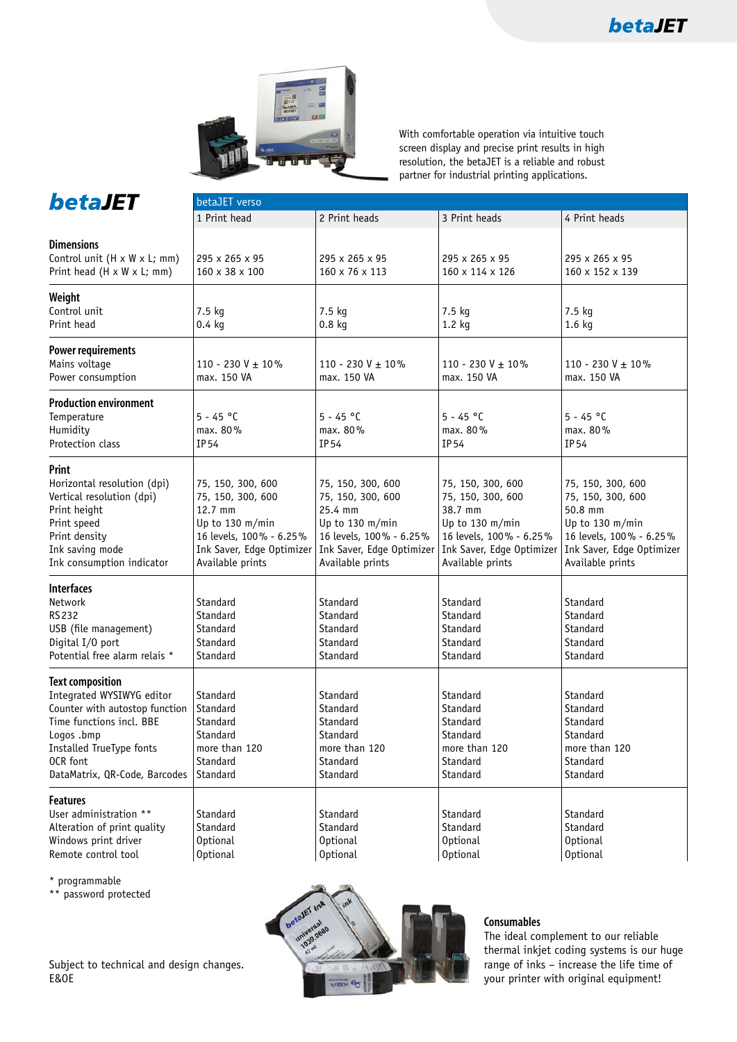With comfortable operation via intuitive touch screen display and precise print results in high resolution, the betaJET is a reliable and robust partner for industrial printing applications.

## betaJET

| | betaJET verso | | | |
|---|---|---|---|---|
| | 1 Print head | 2 Print heads | 3 Print heads | 4 Print heads |
| **Dimensions** | | | | |
| Control unit (H x W x L; mm) | 295 x 265 x 95 | 295 x 265 x 95 | 295 x 265 x 95 | 295 x 265 x 95 |
| Print head (H x W x L; mm) | 160 x 38 x 100 | 160 x 76 x 113 | 160 x 114 x 126 | 160 x 152 x 139 |
| **Weight** | | | | |
| Control unit | 7.5 kg | 7.5 kg | 7.5 kg | 7.5 kg |
| Print head | 0.4 kg | 0.8 kg | 1.2 kg | 1.6 kg |
| **Power requirements** | | | | |
| Mains voltage | 110 - 230 V ± 10% | 110 - 230 V ± 10% | 110 - 230 V ± 10% | 110 - 230 V ± 10% |
| Power consumption | max. 150 VA | max. 150 VA | max. 150 VA | max. 150 VA |
| **Production environment** | | | | |
| Temperature | 5 - 45 °C | 5 - 45 °C | 5 - 45 °C | 5 - 45 °C |
| Humidity | max. 80% | max. 80% | max. 80% | max. 80% |
| Protection class | IP54 | IP54 | IP54 | IP54 |
| **Print** | | | | |
| Horizontal resolution (dpi) | 75, 150, 300, 600 | 75, 150, 300, 600 | 75, 150, 300, 600 | 75, 150, 300, 600 |
| Vertical resolution (dpi) | 75, 150, 300, 600 | 75, 150, 300, 600 | 75, 150, 300, 600 | 75, 150, 300, 600 |
| Print height | 12.7 mm | 25.4 mm | 38.7 mm | 50.8 mm |
| Print speed | Up to 130 m/min | Up to 130 m/min | Up to 130 m/min | Up to 130 m/min |
| Print density | 16 levels, 100% - 6.25% | 16 levels, 100% - 6.25% | 16 levels, 100% - 6.25% | 16 levels, 100% - 6.25% |
| Ink saving mode | Ink Saver, Edge Optimizer | Ink Saver, Edge Optimizer | Ink Saver, Edge Optimizer | Ink Saver, Edge Optimizer |
| Ink consumption indicator | Available prints | Available prints | Available prints | Available prints |
| **Interfaces** | | | | |
| Network | Standard | Standard | Standard | Standard |
| RS232 | Standard | Standard | Standard | Standard |
| USB (file management) | Standard | Standard | Standard | Standard |
| Digital I/O port | Standard | Standard | Standard | Standard |
| Potential free alarm relais * | Standard | Standard | Standard | Standard |
| **Text composition** | | | | |
| Integrated WYSIWYG editor | Standard | Standard | Standard | Standard |
| Counter with autostop function | Standard | Standard | Standard | Standard |
| Time functions incl. BBE | Standard | Standard | Standard | Standard |
| Logos .bmp | Standard | Standard | Standard | Standard |
| Installed TrueType fonts | more than 120 | more than 120 | more than 120 | more than 120 |
| OCR font | Standard | Standard | Standard | Standard |
| DataMatrix, QR-Code, Barcodes | Standard | Standard | Standard | Standard |
| **Features** | | | | |
| User administration ** | Standard | Standard | Standard | Standard |
| Alteration of print quality | Standard | Standard | Standard | Standard |
| Windows print driver | Optional | Optional | Optional | Optional |
| Remote control tool | Optional | Optional | Optional | Optional |

\* programmable
\*\* password protected

Subject to technical and design changes.
E&OE

### Consumables

The ideal complement to our reliable thermal inkjet coding systems is our huge range of inks – increase the life time of your printer with original equipment!